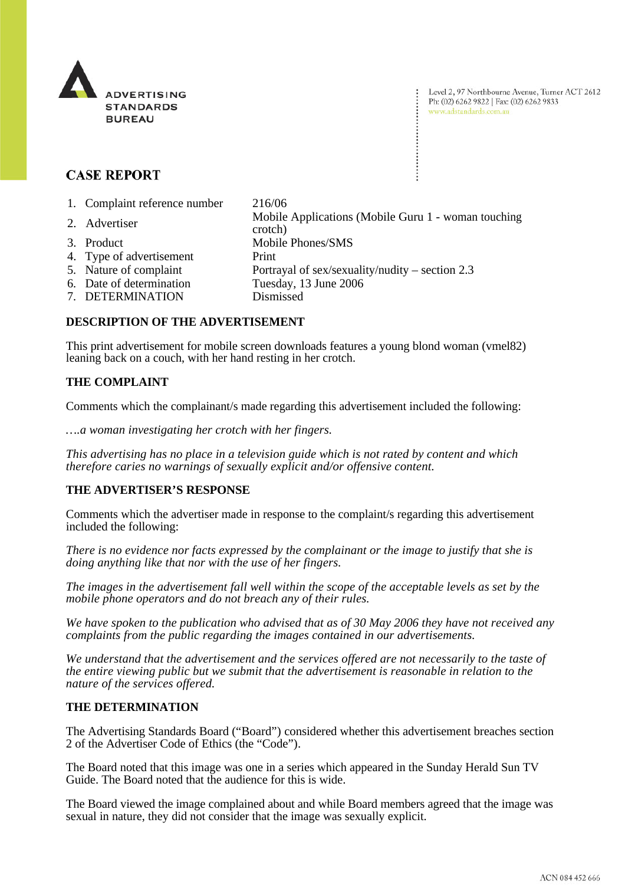ADVERTISING STANDARDS BUREAU

Level 2, 97 Northbourne Avenue, Turner ACT 2612
Ph: (02) 6262 9822 | Fax: (02) 6262 9833
www.adstandards.com.au

# CASE REPORT

| | | |
|---|---|---|
| 1. | Complaint reference number | 216/06 |
| 2. | Advertiser | Mobile Applications (Mobile Guru 1 - woman touching crotch) |
| 3. | Product | Mobile Phones/SMS |
| 4. | Type of advertisement | Print |
| 5. | Nature of complaint | Portrayal of sex/sexuality/nudity – section 2.3 |
| 6. | Date of determination | Tuesday, 13 June 2006 |
| 7. | DETERMINATION | Dismissed |

## DESCRIPTION OF THE ADVERTISEMENT

This print advertisement for mobile screen downloads features a young blond woman (vmel82) leaning back on a couch, with her hand resting in her crotch.

## THE COMPLAINT

Comments which the complainant/s made regarding this advertisement included the following:

*….a woman investigating her crotch with her fingers.*

*This advertising has no place in a television guide which is not rated by content and which therefore caries no warnings of sexually explicit and/or offensive content.*

## THE ADVERTISER'S RESPONSE

Comments which the advertiser made in response to the complaint/s regarding this advertisement included the following:

*There is no evidence nor facts expressed by the complainant or the image to justify that she is doing anything like that nor with the use of her fingers.*

*The images in the advertisement fall well within the scope of the acceptable levels as set by the mobile phone operators and do not breach any of their rules.*

*We have spoken to the publication who advised that as of 30 May 2006 they have not received any complaints from the public regarding the images contained in our advertisements.*

*We understand that the advertisement and the services offered are not necessarily to the taste of the entire viewing public but we submit that the advertisement is reasonable in relation to the nature of the services offered.*

## THE DETERMINATION

The Advertising Standards Board ("Board") considered whether this advertisement breaches section 2 of the Advertiser Code of Ethics (the "Code").

The Board noted that this image was one in a series which appeared in the Sunday Herald Sun TV Guide. The Board noted that the audience for this is wide.

The Board viewed the image complained about and while Board members agreed that the image was sexual in nature, they did not consider that the image was sexually explicit.

ACN 084 452 666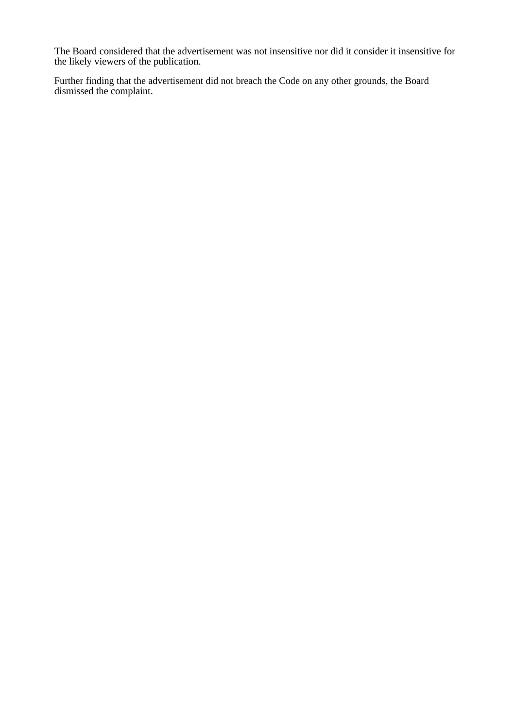The Board considered that the advertisement was not insensitive nor did it consider it insensitive for the likely viewers of the publication.

Further finding that the advertisement did not breach the Code on any other grounds, the Board dismissed the complaint.